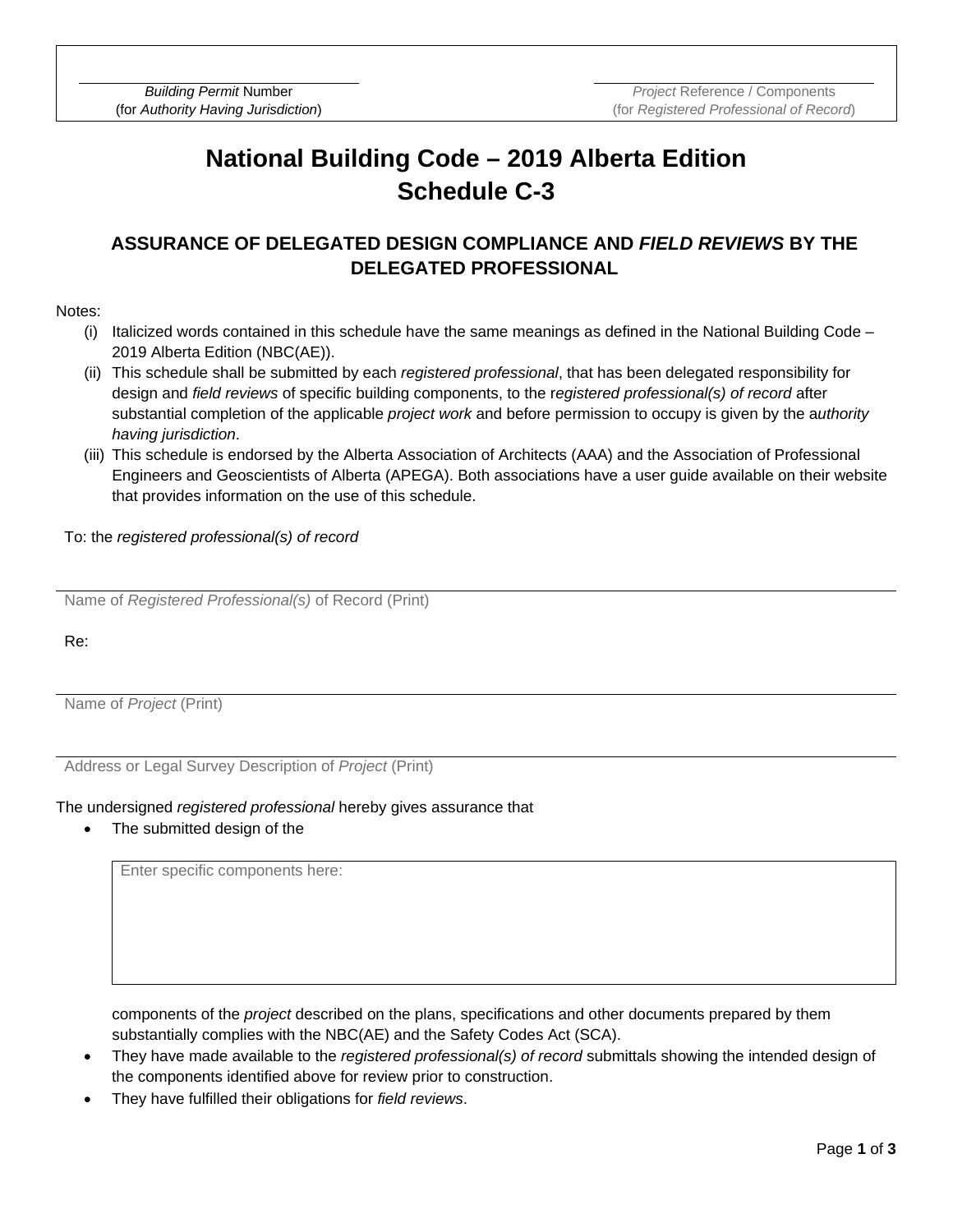*Building Permit* Number
(for *Authority Having Jurisdiction*)

*Project* Reference / Components
(for *Registered Professional of Record*)

# National Building Code – 2019 Alberta Edition
# Schedule C-3

## ASSURANCE OF DELEGATED DESIGN COMPLIANCE AND *FIELD REVIEWS* BY THE DELEGATED PROFESSIONAL

Notes:

(i) Italicized words contained in this schedule have the same meanings as defined in the National Building Code – 2019 Alberta Edition (NBC(AE)).

(ii) This schedule shall be submitted by each *registered professional*, that has been delegated responsibility for design and *field reviews* of specific building components, to the *registered professional(s) of record* after substantial completion of the applicable *project work* and before permission to occupy is given by the *authority having jurisdiction*.

(iii) This schedule is endorsed by the Alberta Association of Architects (AAA) and the Association of Professional Engineers and Geoscientists of Alberta (APEGA). Both associations have a user guide available on their website that provides information on the use of this schedule.

To: the *registered professional(s) of record*

Name of *Registered Professional(s)* of Record (Print)

Re:

Name of *Project* (Print)

Address or Legal Survey Description of *Project* (Print)

The undersigned *registered professional* hereby gives assurance that

- The submitted design of the

  Enter specific components here:

  components of the *project* described on the plans, specifications and other documents prepared by them substantially complies with the NBC(AE) and the Safety Codes Act (SCA).
- They have made available to the *registered professional(s) of record* submittals showing the intended design of the components identified above for review prior to construction.
- They have fulfilled their obligations for *field reviews*.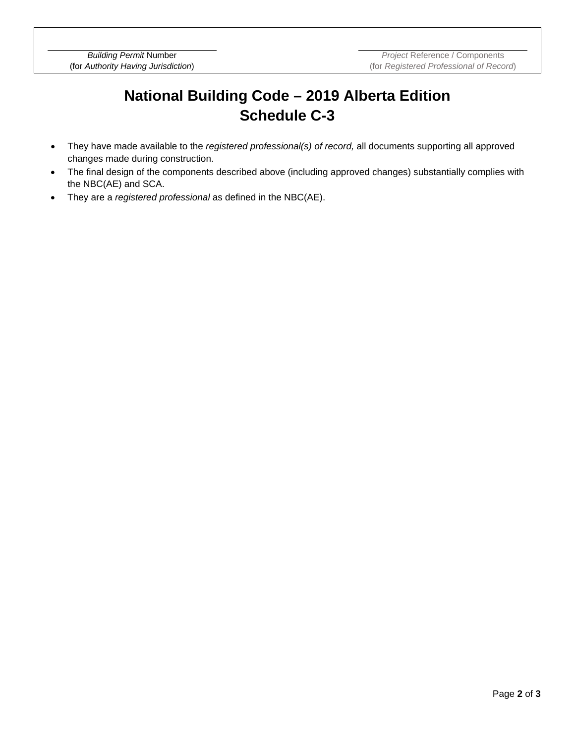| *Building Permit* Number<br>(for *Authority Having Jurisdiction*) | *Project* Reference / Components<br>(for *Registered Professional of Record*) |
| --- | --- |

# National Building Code – 2019 Alberta Edition
# Schedule C-3

- They have made available to the *registered professional(s) of record,* all documents supporting all approved changes made during construction.
- The final design of the components described above (including approved changes) substantially complies with the NBC(AE) and SCA.
- They are a *registered professional* as defined in the NBC(AE).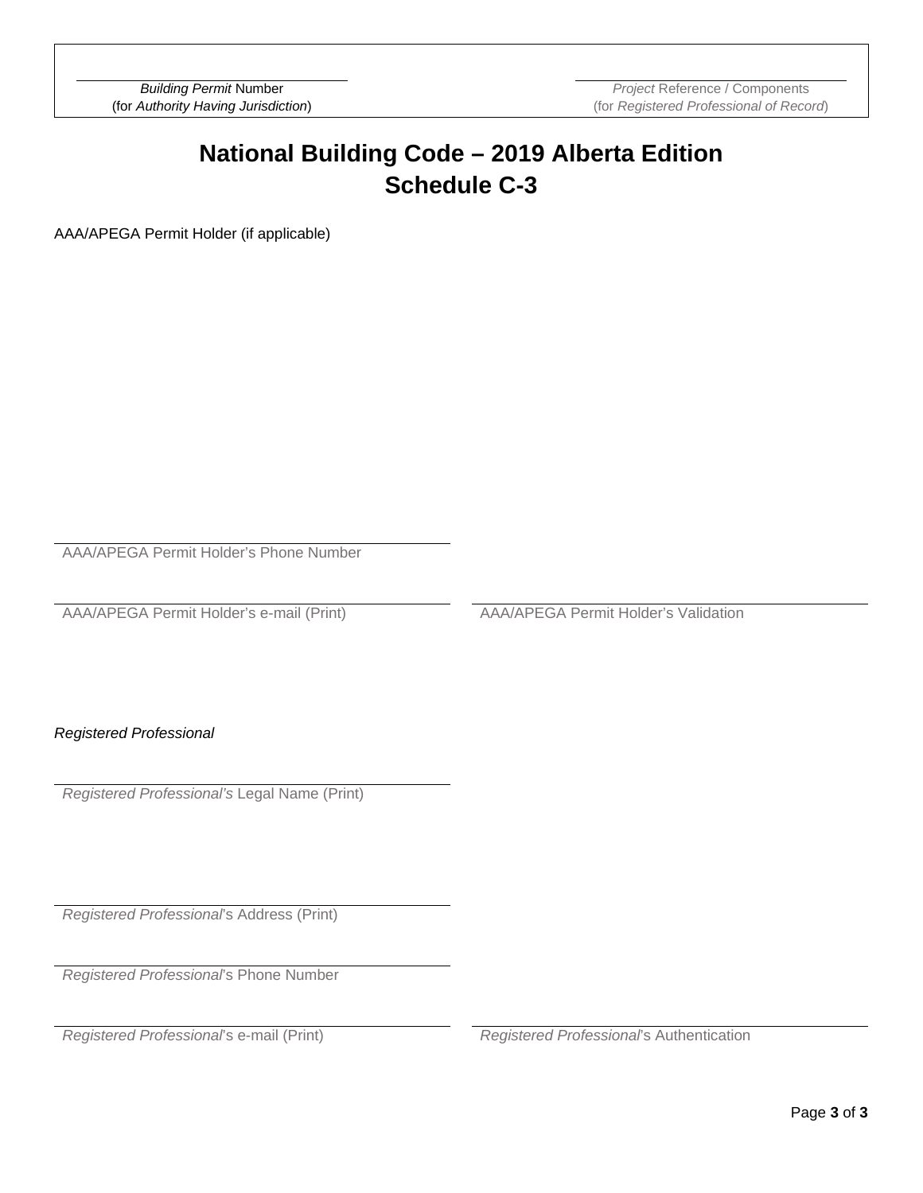*Building Permit* Number
(for *Authority Having Jurisdiction*)

*Project* Reference / Components
(for *Registered Professional of Record*)

# National Building Code – 2019 Alberta Edition
# Schedule C-3

AAA/APEGA Permit Holder (if applicable)

AAA/APEGA Permit Holder's Phone Number

AAA/APEGA Permit Holder's e-mail (Print)

AAA/APEGA Permit Holder's Validation

*Registered Professional*

*Registered Professional's* Legal Name (Print)

*Registered Professional*'s Address (Print)

*Registered Professional*'s Phone Number

*Registered Professional*'s e-mail (Print)

*Registered Professional*'s Authentication